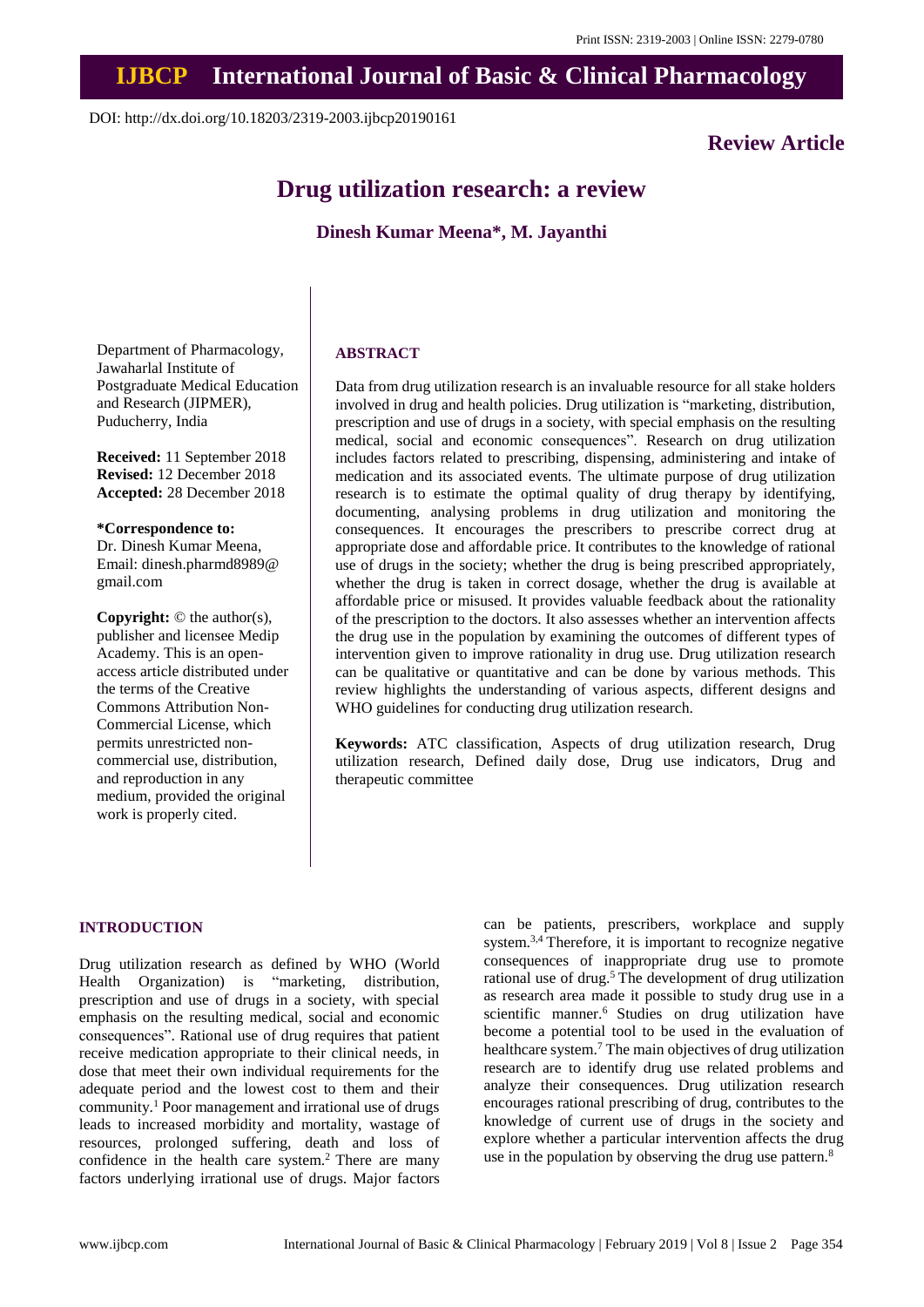Print ISSN: 2319-2003 | Online ISSN: 2279-0780

# IJBCP International Journal of Basic & Clinical Pharmacology

DOI: http://dx.doi.org/10.18203/2319-2003.ijbcp20190161

**Review Article**

# Drug utilization research: a review

**Dinesh Kumar Meena*, M. Jayanthi**

Department of Pharmacology, Jawaharlal Institute of Postgraduate Medical Education and Research (JIPMER), Puducherry, India

**Received:** 11 September 2018
**Revised:** 12 December 2018
**Accepted:** 28 December 2018

**\*Correspondence to:**
Dr. Dinesh Kumar Meena,
Email: dinesh.pharmd8989@gmail.com

**Copyright:** © the author(s), publisher and licensee Medip Academy. This is an open-access article distributed under the terms of the Creative Commons Attribution Non-Commercial License, which permits unrestricted non-commercial use, distribution, and reproduction in any medium, provided the original work is properly cited.

## ABSTRACT

Data from drug utilization research is an invaluable resource for all stake holders involved in drug and health policies. Drug utilization is "marketing, distribution, prescription and use of drugs in a society, with special emphasis on the resulting medical, social and economic consequences". Research on drug utilization includes factors related to prescribing, dispensing, administering and intake of medication and its associated events. The ultimate purpose of drug utilization research is to estimate the optimal quality of drug therapy by identifying, documenting, analysing problems in drug utilization and monitoring the consequences. It encourages the prescribers to prescribe correct drug at appropriate dose and affordable price. It contributes to the knowledge of rational use of drugs in the society; whether the drug is being prescribed appropriately, whether the drug is taken in correct dosage, whether the drug is available at affordable price or misused. It provides valuable feedback about the rationality of the prescription to the doctors. It also assesses whether an intervention affects the drug use in the population by examining the outcomes of different types of intervention given to improve rationality in drug use. Drug utilization research can be qualitative or quantitative and can be done by various methods. This review highlights the understanding of various aspects, different designs and WHO guidelines for conducting drug utilization research.

**Keywords:** ATC classification, Aspects of drug utilization research, Drug utilization research, Defined daily dose, Drug use indicators, Drug and therapeutic committee

## INTRODUCTION

Drug utilization research as defined by WHO (World Health Organization) is "marketing, distribution, prescription and use of drugs in a society, with special emphasis on the resulting medical, social and economic consequences". Rational use of drug requires that patient receive medication appropriate to their clinical needs, in dose that meet their own individual requirements for the adequate period and the lowest cost to them and their community.[1] Poor management and irrational use of drugs leads to increased morbidity and mortality, wastage of resources, prolonged suffering, death and loss of confidence in the health care system.[2] There are many factors underlying irrational use of drugs. Major factors can be patients, prescribers, workplace and supply system.[3,4] Therefore, it is important to recognize negative consequences of inappropriate drug use to promote rational use of drug.[5] The development of drug utilization as research area made it possible to study drug use in a scientific manner.[6] Studies on drug utilization have become a potential tool to be used in the evaluation of healthcare system.[7] The main objectives of drug utilization research are to identify drug use related problems and analyze their consequences. Drug utilization research encourages rational prescribing of drug, contributes to the knowledge of current use of drugs in the society and explore whether a particular intervention affects the drug use in the population by observing the drug use pattern.[8]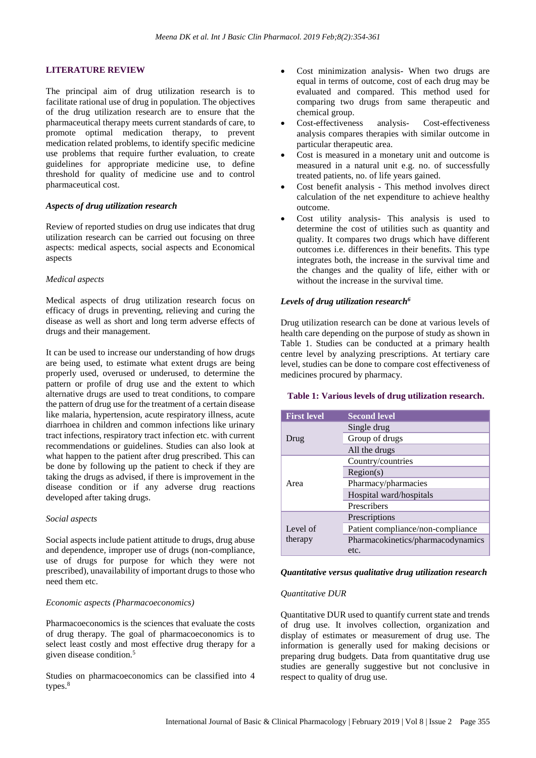## LITERATURE REVIEW

The principal aim of drug utilization research is to facilitate rational use of drug in population. The objectives of the drug utilization research are to ensure that the pharmaceutical therapy meets current standards of care, to promote optimal medication therapy, to prevent medication related problems, to identify specific medicine use problems that require further evaluation, to create guidelines for appropriate medicine use, to define threshold for quality of medicine use and to control pharmaceutical cost.

### *Aspects of drug utilization research*

Review of reported studies on drug use indicates that drug utilization research can be carried out focusing on three aspects: medical aspects, social aspects and Economical aspects

#### *Medical aspects*

Medical aspects of drug utilization research focus on efficacy of drugs in preventing, relieving and curing the disease as well as short and long term adverse effects of drugs and their management.

It can be used to increase our understanding of how drugs are being used, to estimate what extent drugs are being properly used, overused or underused, to determine the pattern or profile of drug use and the extent to which alternative drugs are used to treat conditions, to compare the pattern of drug use for the treatment of a certain disease like malaria, hypertension, acute respiratory illness, acute diarrhoea in children and common infections like urinary tract infections, respiratory tract infection etc. with current recommendations or guidelines. Studies can also look at what happen to the patient after drug prescribed. This can be done by following up the patient to check if they are taking the drugs as advised, if there is improvement in the disease condition or if any adverse drug reactions developed after taking drugs.

#### *Social aspects*

Social aspects include patient attitude to drugs, drug abuse and dependence, improper use of drugs (non-compliance, use of drugs for purpose for which they were not prescribed), unavailability of important drugs to those who need them etc.

#### *Economic aspects (Pharmacoeconomics)*

Pharmacoeconomics is the sciences that evaluate the costs of drug therapy. The goal of pharmacoeconomics is to select least costly and most effective drug therapy for a given disease condition.[5]

Studies on pharmacoeconomics can be classified into 4 types.[8]

- Cost minimization analysis- When two drugs are equal in terms of outcome, cost of each drug may be evaluated and compared. This method used for comparing two drugs from same therapeutic and chemical group.
- Cost-effectiveness analysis- Cost-effectiveness analysis compares therapies with similar outcome in particular therapeutic area.
- Cost is measured in a monetary unit and outcome is measured in a natural unit e.g. no. of successfully treated patients, no. of life years gained.
- Cost benefit analysis - This method involves direct calculation of the net expenditure to achieve healthy outcome.
- Cost utility analysis- This analysis is used to determine the cost of utilities such as quantity and quality. It compares two drugs which have different outcomes i.e. differences in their benefits. This type integrates both, the increase in the survival time and the changes and the quality of life, either with or without the increase in the survival time.

### *Levels of drug utilization research*[6]

Drug utilization research can be done at various levels of health care depending on the purpose of study as shown in Table 1. Studies can be conducted at a primary health centre level by analyzing prescriptions. At tertiary care level, studies can be done to compare cost effectiveness of medicines procured by pharmacy.

**Table 1: Various levels of drug utilization research.**

| First level | Second level |
|---|---|
| Drug | Single drug |
| | Group of drugs |
| | All the drugs |
| Area | Country/countries |
| | Region(s) |
| | Pharmacy/pharmacies |
| | Hospital ward/hospitals |
| | Prescribers |
| Level of therapy | Prescriptions |
| | Patient compliance/non-compliance |
| | Pharmacokinetics/pharmacodynamics etc. |

### *Quantitative versus qualitative drug utilization research*

#### *Quantitative DUR*

Quantitative DUR used to quantify current state and trends of drug use. It involves collection, organization and display of estimates or measurement of drug use. The information is generally used for making decisions or preparing drug budgets. Data from quantitative drug use studies are generally suggestive but not conclusive in respect to quality of drug use.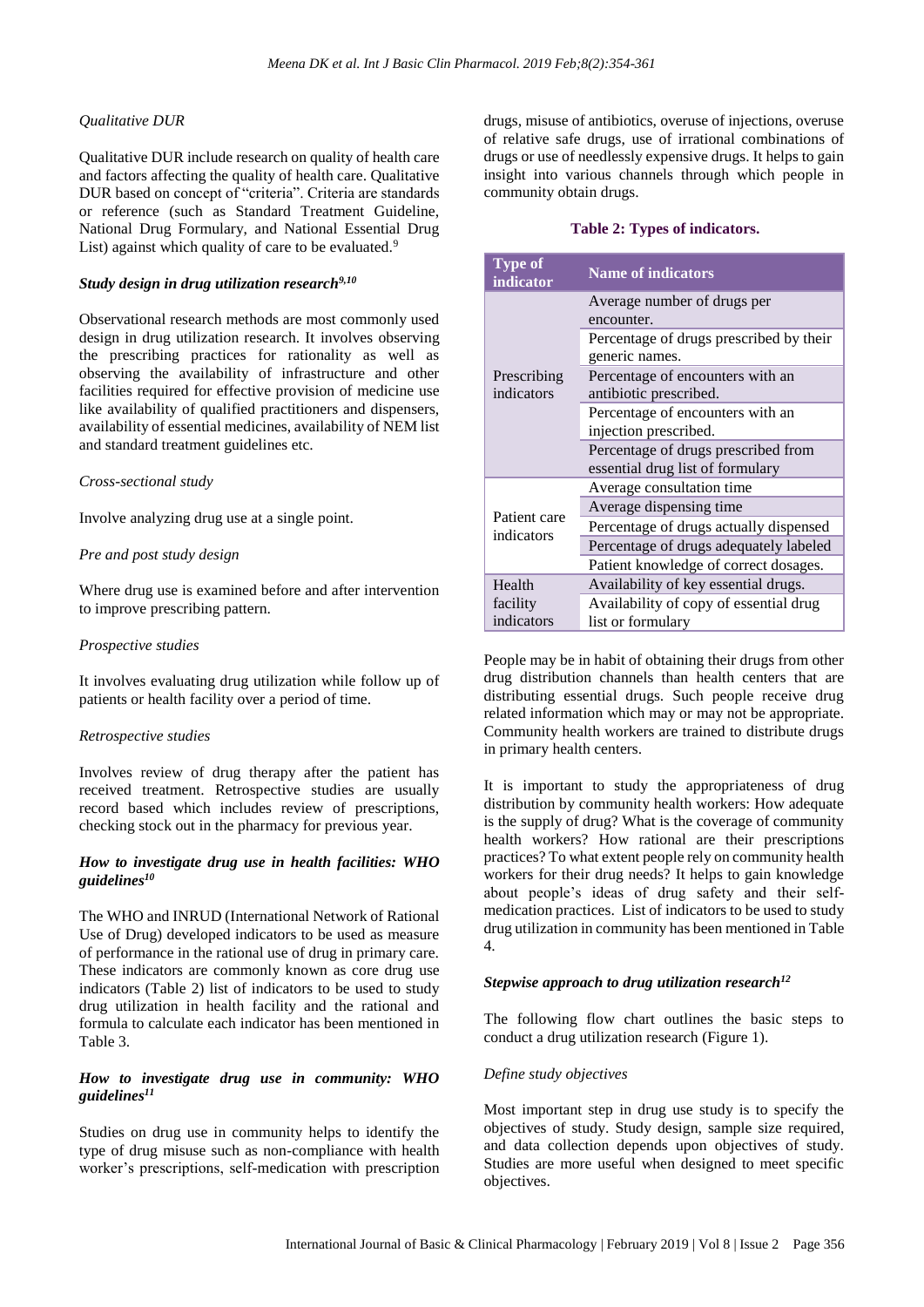*Qualitative DUR*

Qualitative DUR include research on quality of health care and factors affecting the quality of health care. Qualitative DUR based on concept of "criteria". Criteria are standards or reference (such as Standard Treatment Guideline, National Drug Formulary, and National Essential Drug List) against which quality of care to be evaluated.[9]

### Study design in drug utilization research[9,10]

Observational research methods are most commonly used design in drug utilization research. It involves observing the prescribing practices for rationality as well as observing the availability of infrastructure and other facilities required for effective provision of medicine use like availability of qualified practitioners and dispensers, availability of essential medicines, availability of NEM list and standard treatment guidelines etc.

*Cross-sectional study*

Involve analyzing drug use at a single point.

*Pre and post study design*

Where drug use is examined before and after intervention to improve prescribing pattern.

*Prospective studies*

It involves evaluating drug utilization while follow up of patients or health facility over a period of time.

*Retrospective studies*

Involves review of drug therapy after the patient has received treatment. Retrospective studies are usually record based which includes review of prescriptions, checking stock out in the pharmacy for previous year.

### How to investigate drug use in health facilities: WHO guidelines[10]

The WHO and INRUD (International Network of Rational Use of Drug) developed indicators to be used as measure of performance in the rational use of drug in primary care. These indicators are commonly known as core drug use indicators (Table 2) list of indicators to be used to study drug utilization in health facility and the rational and formula to calculate each indicator has been mentioned in Table 3.

### How to investigate drug use in community: WHO guidelines[11]

Studies on drug use in community helps to identify the type of drug misuse such as non-compliance with health worker's prescriptions, self-medication with prescription drugs, misuse of antibiotics, overuse of injections, overuse of relative safe drugs, use of irrational combinations of drugs or use of needlessly expensive drugs. It helps to gain insight into various channels through which people in community obtain drugs.

**Table 2: Types of indicators.**

| Type of indicator | Name of indicators |
|---|---|
| Prescribing indicators | Average number of drugs per encounter. |
| | Percentage of drugs prescribed by their generic names. |
| | Percentage of encounters with an antibiotic prescribed. |
| | Percentage of encounters with an injection prescribed. |
| | Percentage of drugs prescribed from essential drug list of formulary |
| Patient care indicators | Average consultation time |
| | Average dispensing time |
| | Percentage of drugs actually dispensed |
| | Percentage of drugs adequately labeled |
| | Patient knowledge of correct dosages. |
| Health facility indicators | Availability of key essential drugs. |
| | Availability of copy of essential drug list or formulary |

People may be in habit of obtaining their drugs from other drug distribution channels than health centers that are distributing essential drugs. Such people receive drug related information which may or may not be appropriate. Community health workers are trained to distribute drugs in primary health centers.

It is important to study the appropriateness of drug distribution by community health workers: How adequate is the supply of drug? What is the coverage of community health workers? How rational are their prescriptions practices? To what extent people rely on community health workers for their drug needs? It helps to gain knowledge about people's ideas of drug safety and their self-medication practices. List of indicators to be used to study drug utilization in community has been mentioned in Table 4.

### Stepwise approach to drug utilization research[12]

The following flow chart outlines the basic steps to conduct a drug utilization research (Figure 1).

*Define study objectives*

Most important step in drug use study is to specify the objectives of study. Study design, sample size required, and data collection depends upon objectives of study. Studies are more useful when designed to meet specific objectives.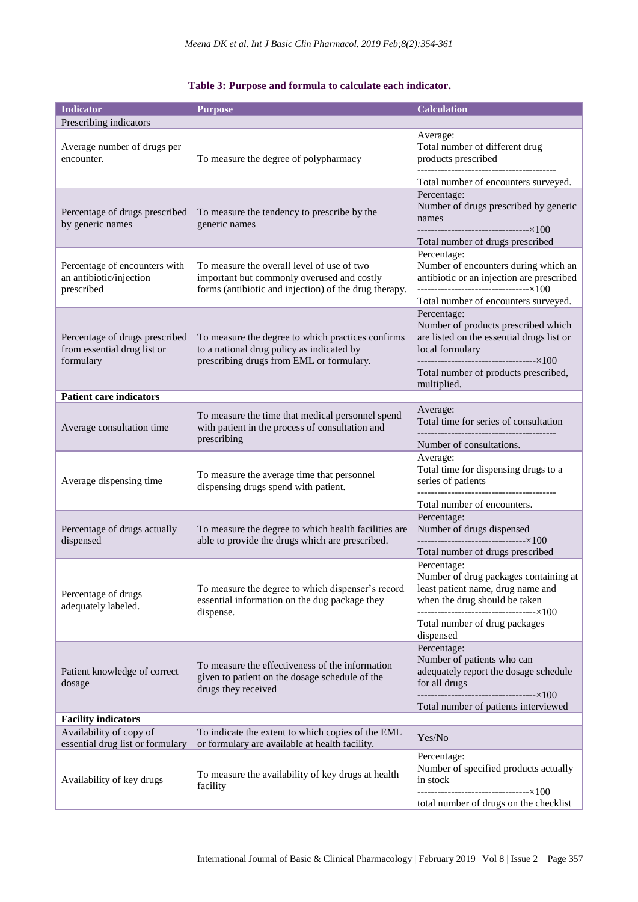**Table 3: Purpose and formula to calculate each indicator.**

| Indicator | Purpose | Calculation |
|---|---|---|
| Prescribing indicators | | |
| Average number of drugs per encounter. | To measure the degree of polypharmacy | Average: Total number of different drug products prescribed ---------------------------------------- Total number of encounters surveyed. |
| Percentage of drugs prescribed by generic names | To measure the tendency to prescribe by the generic names | Percentage: Number of drugs prescribed by generic names --------------------------------×100 Total number of drugs prescribed |
| Percentage of encounters with an antibiotic/injection prescribed | To measure the overall level of use of two important but commonly overused and costly forms (antibiotic and injection) of the drug therapy. | Percentage: Number of encounters during which an antibiotic or an injection are prescribed --------------------------------×100 Total number of encounters surveyed. |
| Percentage of drugs prescribed from essential drug list or formulary | To measure the degree to which practices confirms to a national drug policy as indicated by prescribing drugs from EML or formulary. | Percentage: Number of products prescribed which are listed on the essential drugs list or local formulary ----------------------------------×100 Total number of products prescribed, multiplied. |
| **Patient care indicators** | | |
| Average consultation time | To measure the time that medical personnel spend with patient in the process of consultation and prescribing | Average: Total time for series of consultation ---------------------------------------- Number of consultations. |
| Average dispensing time | To measure the average time that personnel dispensing drugs spend with patient. | Average: Total time for dispensing drugs to a series of patients ---------------------------------------- Total number of encounters. |
| Percentage of drugs actually dispensed | To measure the degree to which health facilities are able to provide the drugs which are prescribed. | Percentage: Number of drugs dispensed --------------------------------×100 Total number of drugs prescribed |
| Percentage of drugs adequately labeled. | To measure the degree to which dispenser's record essential information on the dug package they dispense. | Percentage: Number of drug packages containing at least patient name, drug name and when the drug should be taken -----------------------------------×100 Total number of drug packages dispensed |
| Patient knowledge of correct dosage | To measure the effectiveness of the information given to patient on the dosage schedule of the drugs they received | Percentage: Number of patients who can adequately report the dosage schedule for all drugs -----------------------------------×100 Total number of patients interviewed |
| **Facility indicators** | | |
| Availability of copy of essential drug list or formulary | To indicate the extent to which copies of the EML or formulary are available at health facility. | Yes/No |
| Availability of key drugs | To measure the availability of key drugs at health facility | Percentage: Number of specified products actually in stock ---------------------------------×100 total number of drugs on the checklist |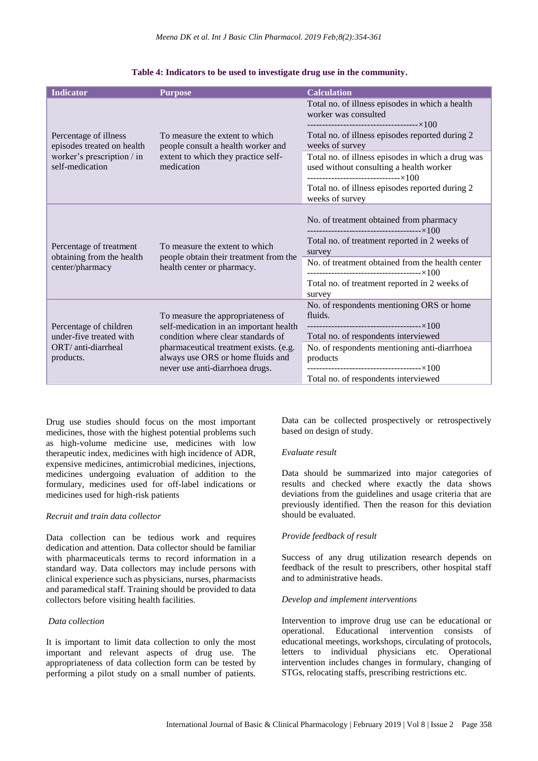**Table 4: Indicators to be used to investigate drug use in the community.**

| Indicator | Purpose | Calculation |
|---|---|---|
| Percentage of illness episodes treated on health worker's prescription / in self-medication | To measure the extent to which people consult a health worker and extent to which they practice self-medication | Total no. of illness episodes in which a health worker was consulted / Total no. of illness episodes reported during 2 weeks of survey ×100 |
| | | Total no. of illness episodes in which a drug was used without consulting a health worker / Total no. of illness episodes reported during 2 weeks of survey ×100 |
| Percentage of treatment obtaining from the health center/pharmacy | To measure the extent to which people obtain their treatment from the health center or pharmacy. | No. of treatment obtained from pharmacy / Total no. of treatment reported in 2 weeks of survey ×100 |
| | | No. of treatment obtained from the health center / Total no. of treatment reported in 2 weeks of survey ×100 |
| Percentage of children under-five treated with ORT/ anti-diarrheal products. | To measure the appropriateness of self-medication in an important health condition where clear standards of pharmaceutical treatment exists. (e.g. always use ORS or home fluids and never use anti-diarrhoea drugs. | No. of respondents mentioning ORS or home fluids. / Total no. of respondents interviewed ×100 |
| | | No. of respondents mentioning anti-diarrhoea products / Total no. of respondents interviewed ×100 |

Drug use studies should focus on the most important medicines, those with the highest potential problems such as high-volume medicine use, medicines with low therapeutic index, medicines with high incidence of ADR, expensive medicines, antimicrobial medicines, injections, medicines undergoing evaluation of addition to the formulary, medicines used for off-label indications or medicines used for high-risk patients

*Recruit and train data collector*

Data collection can be tedious work and requires dedication and attention. Data collector should be familiar with pharmaceuticals terms to record information in a standard way. Data collectors may include persons with clinical experience such as physicians, nurses, pharmacists and paramedical staff. Training should be provided to data collectors before visiting health facilities.

*Data collection*

It is important to limit data collection to only the most important and relevant aspects of drug use. The appropriateness of data collection form can be tested by performing a pilot study on a small number of patients. Data can be collected prospectively or retrospectively based on design of study.

*Evaluate result*

Data should be summarized into major categories of results and checked where exactly the data shows deviations from the guidelines and usage criteria that are previously identified. Then the reason for this deviation should be evaluated.

*Provide feedback of result*

Success of any drug utilization research depends on feedback of the result to prescribers, other hospital staff and to administrative heads.

*Develop and implement interventions*

Intervention to improve drug use can be educational or operational. Educational intervention consists of educational meetings, workshops, circulating of protocols, letters to individual physicians etc. Operational intervention includes changes in formulary, changing of STGs, relocating staffs, prescribing restrictions etc.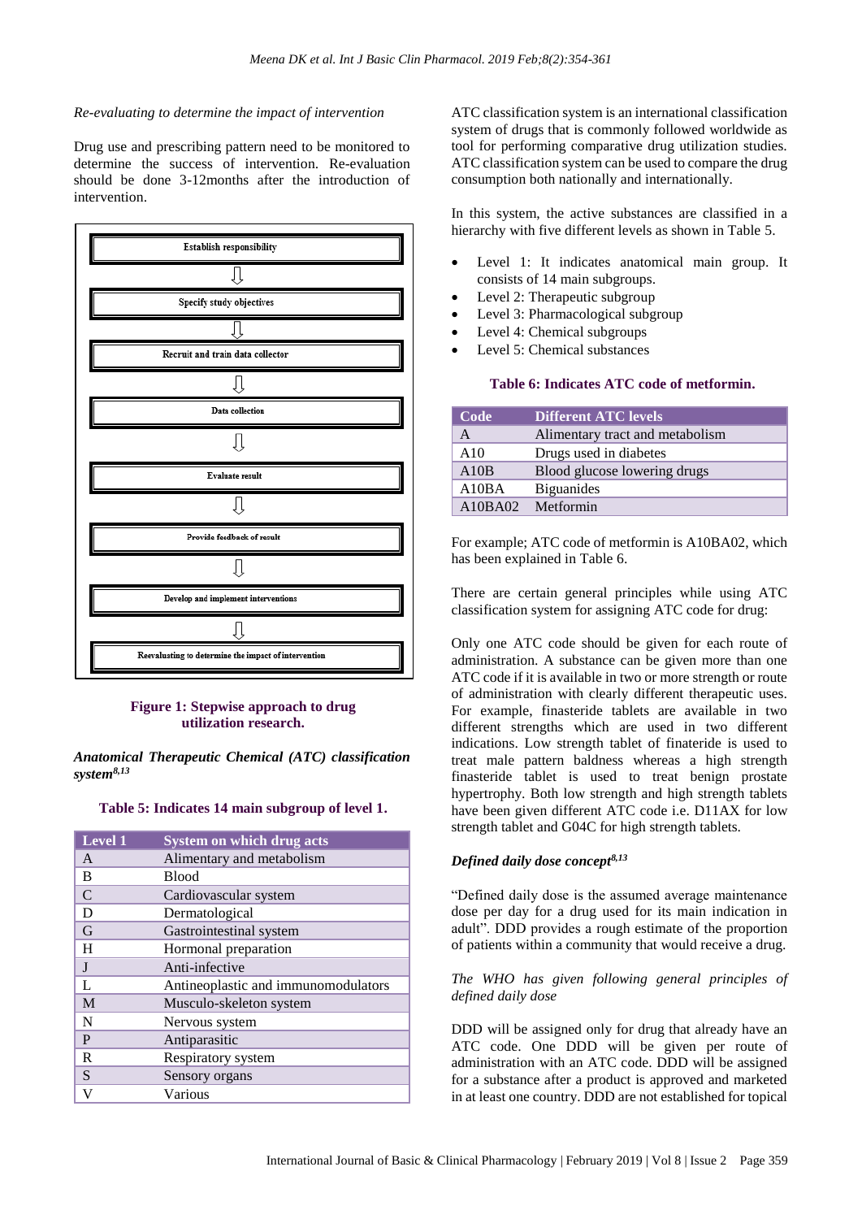*Re-evaluating to determine the impact of intervention*

Drug use and prescribing pattern need to be monitored to determine the success of intervention. Re-evaluation should be done 3-12months after the introduction of intervention.

Establish responsibility

⇩

Specify study objectives

⇩

Recruit and train data collector

⇩

Data collection

⇩

Evaluate result

⇩

Provide feedback of result

⇩

Develop and implement interventions

⇩

Reevaluating to determine the impact of intervention

**Figure 1: Stepwise approach to drug utilization research.**

***Anatomical Therapeutic Chemical (ATC) classification system[8,13]***

**Table 5: Indicates 14 main subgroup of level 1.**

| Level 1 | System on which drug acts |
|---|---|
| A | Alimentary and metabolism |
| B | Blood |
| C | Cardiovascular system |
| D | Dermatological |
| G | Gastrointestinal system |
| H | Hormonal preparation |
| J | Anti-infective |
| L | Antineoplastic and immunomodulators |
| M | Musculo-skeleton system |
| N | Nervous system |
| P | Antiparasitic |
| R | Respiratory system |
| S | Sensory organs |
| V | Various |

ATC classification system is an international classification system of drugs that is commonly followed worldwide as tool for performing comparative drug utilization studies. ATC classification system can be used to compare the drug consumption both nationally and internationally.

In this system, the active substances are classified in a hierarchy with five different levels as shown in Table 5.

- Level 1: It indicates anatomical main group. It consists of 14 main subgroups.
- Level 2: Therapeutic subgroup
- Level 3: Pharmacological subgroup
- Level 4: Chemical subgroups
- Level 5: Chemical substances

**Table 6: Indicates ATC code of metformin.**

| Code | Different ATC levels |
|---|---|
| A | Alimentary tract and metabolism |
| A10 | Drugs used in diabetes |
| A10B | Blood glucose lowering drugs |
| A10BA | Biguanides |
| A10BA02 | Metformin |

For example; ATC code of metformin is A10BA02, which has been explained in Table 6.

There are certain general principles while using ATC classification system for assigning ATC code for drug:

Only one ATC code should be given for each route of administration. A substance can be given more than one ATC code if it is available in two or more strength or route of administration with clearly different therapeutic uses. For example, finasteride tablets are available in two different strengths which are used in two different indications. Low strength tablet of finateride is used to treat male pattern baldness whereas a high strength finasteride tablet is used to treat benign prostate hypertrophy. Both low strength and high strength tablets have been given different ATC code i.e. D11AX for low strength tablet and G04C for high strength tablets.

***Defined daily dose concept[8,13]***

"Defined daily dose is the assumed average maintenance dose per day for a drug used for its main indication in adult". DDD provides a rough estimate of the proportion of patients within a community that would receive a drug.

*The WHO has given following general principles of defined daily dose*

DDD will be assigned only for drug that already have an ATC code. One DDD will be given per route of administration with an ATC code. DDD will be assigned for a substance after a product is approved and marketed in at least one country. DDD are not established for topical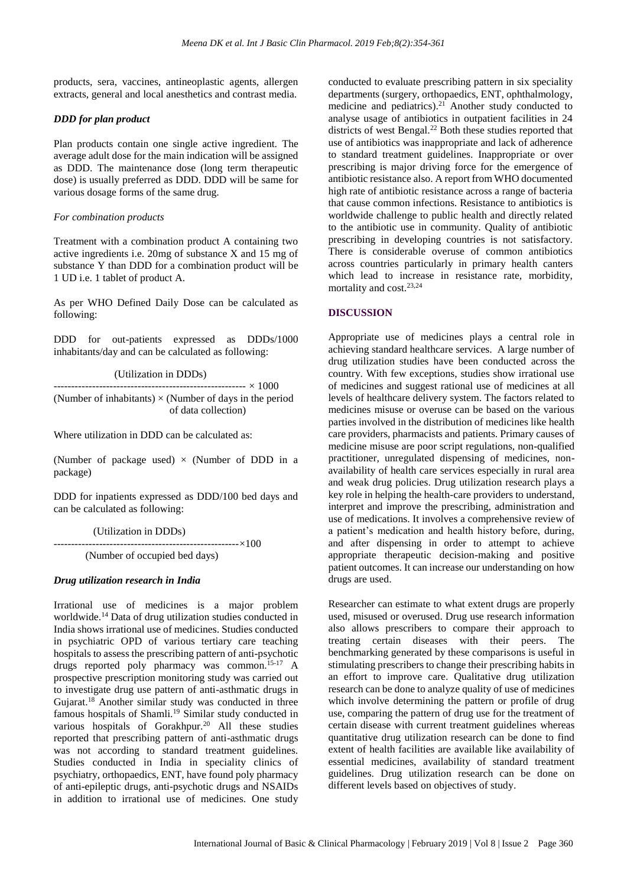products, sera, vaccines, antineoplastic agents, allergen extracts, general and local anesthetics and contrast media.

### *DDD for plan product*

Plan products contain one single active ingredient. The average adult dose for the main indication will be assigned as DDD. The maintenance dose (long term therapeutic dose) is usually preferred as DDD. DDD will be same for various dosage forms of the same drug.

#### *For combination products*

Treatment with a combination product A containing two active ingredients i.e. 20mg of substance X and 15 mg of substance Y than DDD for a combination product will be 1 UD i.e. 1 tablet of product A.

As per WHO Defined Daily Dose can be calculated as following:

DDD for out-patients expressed as DDDs/1000 inhabitants/day and can be calculated as following:

$$\frac{\text{(Utilization in DDDs)}}{\text{(Number of inhabitants)} \times \text{(Number of days in the period of data collection)}} \times 1000$$

Where utilization in DDD can be calculated as:

(Number of package used) × (Number of DDD in a package)

DDD for inpatients expressed as DDD/100 bed days and can be calculated as following:

$$\frac{\text{(Utilization in DDDs)}}{\text{(Number of occupied bed days)}} \times 100$$

### *Drug utilization research in India*

Irrational use of medicines is a major problem worldwide.[14] Data of drug utilization studies conducted in India shows irrational use of medicines. Studies conducted in psychiatric OPD of various tertiary care teaching hospitals to assess the prescribing pattern of anti-psychotic drugs reported poly pharmacy was common.[15-17] A prospective prescription monitoring study was carried out to investigate drug use pattern of anti-asthmatic drugs in Gujarat.[18] Another similar study was conducted in three famous hospitals of Shamli.[19] Similar study conducted in various hospitals of Gorakhpur.[20] All these studies reported that prescribing pattern of anti-asthmatic drugs was not according to standard treatment guidelines. Studies conducted in India in speciality clinics of psychiatry, orthopaedics, ENT, have found poly pharmacy of anti-epileptic drugs, anti-psychotic drugs and NSAIDs in addition to irrational use of medicines. One study conducted to evaluate prescribing pattern in six speciality departments (surgery, orthopaedics, ENT, ophthalmology, medicine and pediatrics).[21] Another study conducted to analyse usage of antibiotics in outpatient facilities in 24 districts of west Bengal.[22] Both these studies reported that use of antibiotics was inappropriate and lack of adherence to standard treatment guidelines. Inappropriate or over prescribing is major driving force for the emergence of antibiotic resistance also. A report from WHO documented high rate of antibiotic resistance across a range of bacteria that cause common infections. Resistance to antibiotics is worldwide challenge to public health and directly related to the antibiotic use in community. Quality of antibiotic prescribing in developing countries is not satisfactory. There is considerable overuse of common antibiotics across countries particularly in primary health canters which lead to increase in resistance rate, morbidity, mortality and cost.[23,24]

## DISCUSSION

Appropriate use of medicines plays a central role in achieving standard healthcare services. A large number of drug utilization studies have been conducted across the country. With few exceptions, studies show irrational use of medicines and suggest rational use of medicines at all levels of healthcare delivery system. The factors related to medicines misuse or overuse can be based on the various parties involved in the distribution of medicines like health care providers, pharmacists and patients. Primary causes of medicine misuse are poor script regulations, non-qualified practitioner, unregulated dispensing of medicines, non-availability of health care services especially in rural area and weak drug policies. Drug utilization research plays a key role in helping the health-care providers to understand, interpret and improve the prescribing, administration and use of medications. It involves a comprehensive review of a patient's medication and health history before, during, and after dispensing in order to attempt to achieve appropriate therapeutic decision-making and positive patient outcomes. It can increase our understanding on how drugs are used.

Researcher can estimate to what extent drugs are properly used, misused or overused. Drug use research information also allows prescribers to compare their approach to treating certain diseases with their peers. The benchmarking generated by these comparisons is useful in stimulating prescribers to change their prescribing habits in an effort to improve care. Qualitative drug utilization research can be done to analyze quality of use of medicines which involve determining the pattern or profile of drug use, comparing the pattern of drug use for the treatment of certain disease with current treatment guidelines whereas quantitative drug utilization research can be done to find extent of health facilities are available like availability of essential medicines, availability of standard treatment guidelines. Drug utilization research can be done on different levels based on objectives of study.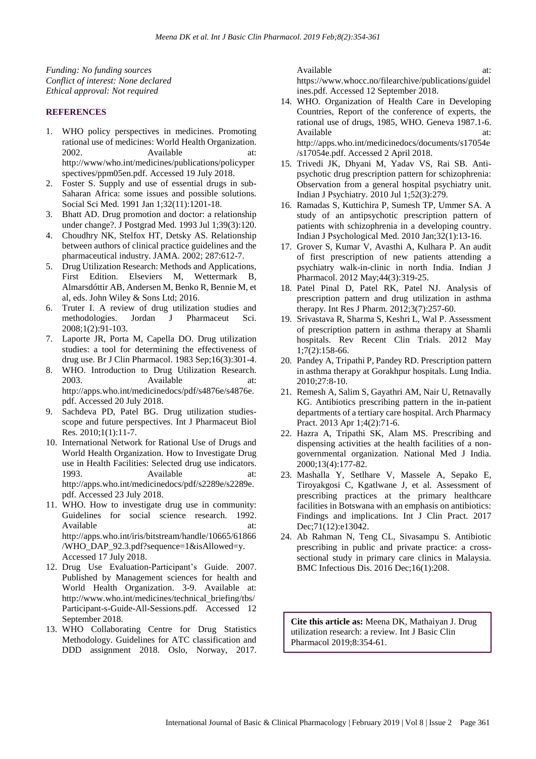*Funding: No funding sources*
*Conflict of interest: None declared*
*Ethical approval: Not required*

## REFERENCES

1. WHO policy perspectives in medicines. Promoting rational use of medicines: World Health Organization. 2002. Available at: http://www/who.int/medicines/publications/policyperspectives/ppm05en.pdf. Accessed 19 July 2018.
2. Foster S. Supply and use of essential drugs in sub-Saharan Africa: some issues and possible solutions. Social Sci Med. 1991 Jan 1;32(11):1201-18.
3. Bhatt AD. Drug promotion and doctor: a relationship under change?. J Postgrad Med. 1993 Jul 1;39(3):120.
4. Choudhry NK, Stelfox HT, Detsky AS. Relationship between authors of clinical practice guidelines and the pharmaceutical industry. JAMA. 2002; 287:612-7.
5. Drug Utilization Research: Methods and Applications, First Edition. Elseviers M, Wettermark B, Almarsdóttir AB, Andersen M, Benko R, Bennie M, et al, eds. John Wiley & Sons Ltd; 2016.
6. Truter I. A review of drug utilization studies and methodologies. Jordan J Pharmaceut Sci. 2008;1(2):91-103.
7. Laporte JR, Porta M, Capella DO. Drug utilization studies: a tool for determining the effectiveness of drug use. Br J Clin Pharmacol. 1983 Sep;16(3):301-4.
8. WHO. Introduction to Drug Utilization Research. 2003. Available at: http://apps.who.int/medicinedocs/pdf/s4876e/s4876e.pdf. Accessed 20 July 2018.
9. Sachdeva PD, Patel BG. Drug utilization studies-scope and future perspectives. Int J Pharmaceut Biol Res. 2010;1(1):11-7.
10. International Network for Rational Use of Drugs and World Health Organization. How to Investigate Drug use in Health Facilities: Selected drug use indicators. 1993. Available at: http://apps.who.int/medicinedocs/pdf/s2289e/s2289e.pdf. Accessed 23 July 2018.
11. WHO. How to investigate drug use in community: Guidelines for social science research. 1992. Available at: http://apps.who.int/iris/bitstream/handle/10665/61866/WHO_DAP_92.3.pdf?sequence=1&isAllowed=y. Accessed 17 July 2018.
12. Drug Use Evaluation-Participant's Guide. 2007. Published by Management sciences for health and World Health Organization. 3-9. Available at: http://www.who.int/medicines/technical_briefing/tbs/Participant-s-Guide-All-Sessions.pdf. Accessed 12 September 2018.
13. WHO Collaborating Centre for Drug Statistics Methodology. Guidelines for ATC classification and DDD assignment 2018. Oslo, Norway, 2017. Available at: https://www.whocc.no/filearchive/publications/guidelines.pdf. Accessed 12 September 2018.
14. WHO. Organization of Health Care in Developing Countries, Report of the conference of experts, the rational use of drugs, 1985, WHO. Geneva 1987.1-6. Available at: http://apps.who.int/medicinedocs/documents/s17054e/s17054e.pdf. Accessed 2 April 2018.
15. Trivedi JK, Dhyani M, Yadav VS, Rai SB. Anti-psychotic drug prescription pattern for schizophrenia: Observation from a general hospital psychiatry unit. Indian J Psychiatry. 2010 Jul 1;52(3):279.
16. Ramadas S, Kuttichira P, Sumesh TP, Ummer SA. A study of an antipsychotic prescription pattern of patients with schizophrenia in a developing country. Indian J Psychological Med. 2010 Jan;32(1):13-16.
17. Grover S, Kumar V, Avasthi A, Kulhara P. An audit of first prescription of new patients attending a psychiatry walk-in-clinic in north India. Indian J Pharmacol. 2012 May;44(3):319-25.
18. Patel Pinal D, Patel RK, Patel NJ. Analysis of prescription pattern and drug utilization in asthma therapy. Int Res J Pharm. 2012;3(7):257-60.
19. Srivastava R, Sharma S, Keshri L, Wal P. Assessment of prescription pattern in asthma therapy at Shamli hospitals. Rev Recent Clin Trials. 2012 May 1;7(2):158-66.
20. Pandey A, Tripathi P, Pandey RD. Prescription pattern in asthma therapy at Gorakhpur hospitals. Lung India. 2010;27:8-10.
21. Remesh A, Salim S, Gayathri AM, Nair U, Retnavally KG. Antibiotics prescribing pattern in the in-patient departments of a tertiary care hospital. Arch Pharmacy Pract. 2013 Apr 1;4(2):71-6.
22. Hazra A, Tripathi SK, Alam MS. Prescribing and dispensing activities at the health facilities of a non-governmental organization. National Med J India. 2000;13(4):177-82.
23. Mashalla Y, Setlhare V, Massele A, Sepako E, Tiroyakgosi C, Kgatlwane J, et al. Assessment of prescribing practices at the primary healthcare facilities in Botswana with an emphasis on antibiotics: Findings and implications. Int J Clin Pract. 2017 Dec;71(12):e13042.
24. Ab Rahman N, Teng CL, Sivasampu S. Antibiotic prescribing in public and private practice: a cross-sectional study in primary care clinics in Malaysia. BMC Infectious Dis. 2016 Dec;16(1):208.

**Cite this article as:** Meena DK, Mathaiyan J. Drug utilization research: a review. Int J Basic Clin Pharmacol 2019;8:354-61.